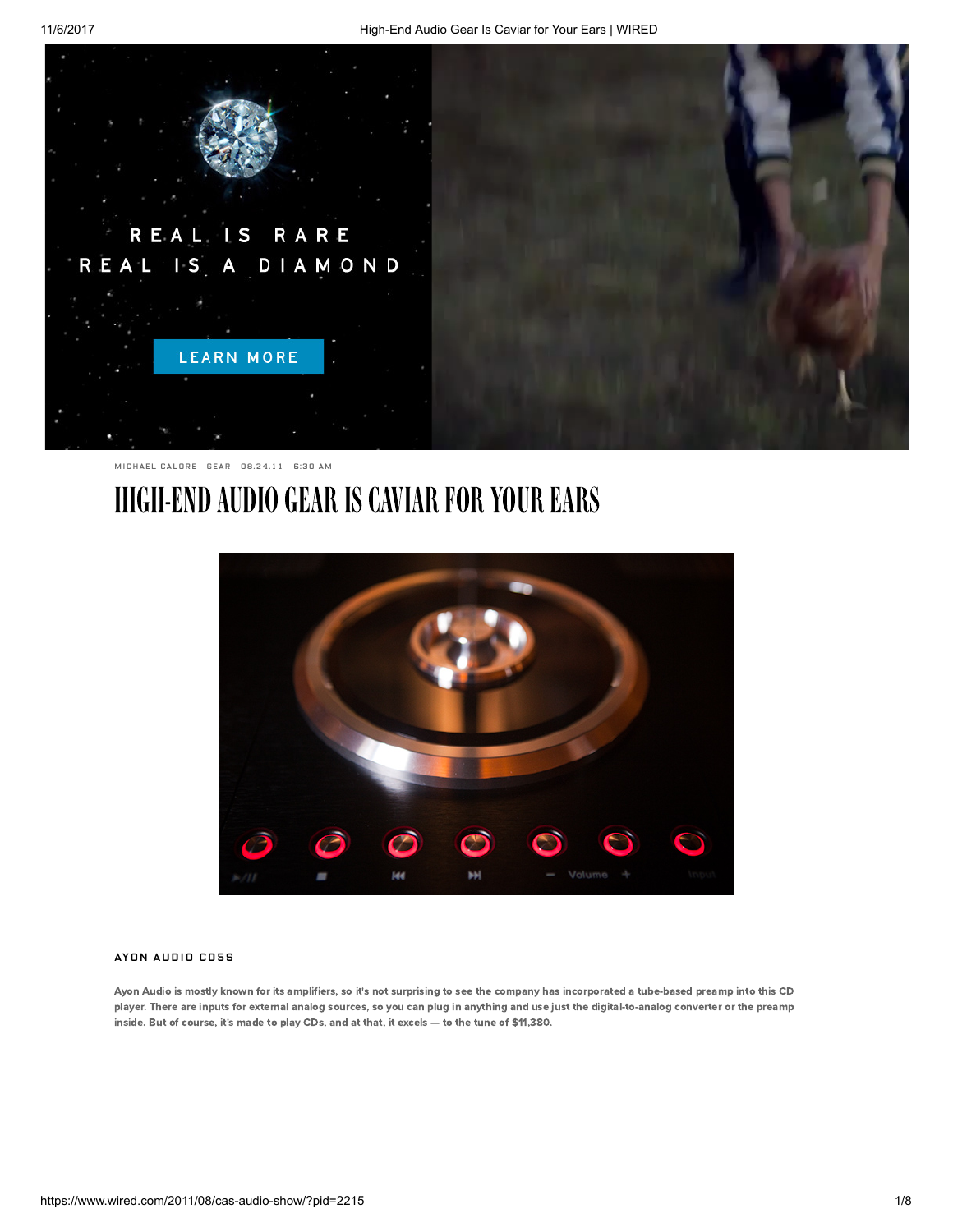MICHAEL CALORE GEAR 08.24.11 6:30 AM

# HIGH-END AUDIO GEAR IS CAVIAR FOR YOUR EARS

### AYON AUDIO CD5S

Ayon Audio is mostly known for its amplifiers, so it's not surprising to see the company has incorporated a tube-based preamp into this CD player. There are inputs for external analog sources, so you can plug in anything and use just the digital-to-analog converter or the preamp inside. But of course, it's made to play CDs, and at that, it excels — to the tune of $11,380.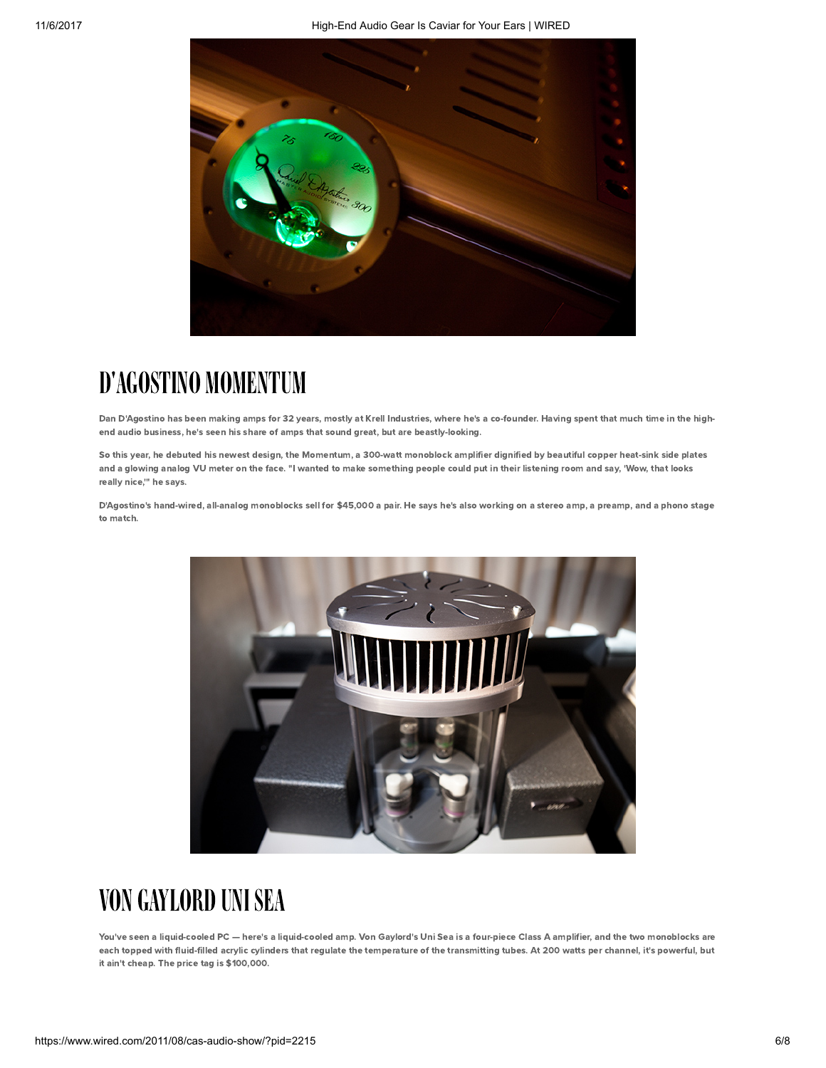## D'AGOSTINO MOMENTUM

Dan D'Agostino has been making amps for 32 years, mostly at Krell Industries, where he's a co-founder. Having spent that much time in the high-end audio business, he's seen his share of amps that sound great, but are beastly-looking.

So this year, he debuted his newest design, the Momentum, a 300-watt monoblock amplifier dignified by beautiful copper heat-sink side plates and a glowing analog VU meter on the face. "I wanted to make something people could put in their listening room and say, 'Wow, that looks really nice,'" he says.

D'Agostino's hand-wired, all-analog monoblocks sell for $45,000 a pair. He says he's also working on a stereo amp, a preamp, and a phono stage to match.

## VON GAYLORD UNI SEA

You've seen a liquid-cooled PC — here's a liquid-cooled amp. Von Gaylord's Uni Sea is a four-piece Class A amplifier, and the two monoblocks are each topped with fluid-filled acrylic cylinders that regulate the temperature of the transmitting tubes. At 200 watts per channel, it's powerful, but it ain't cheap. The price tag is $100,000.